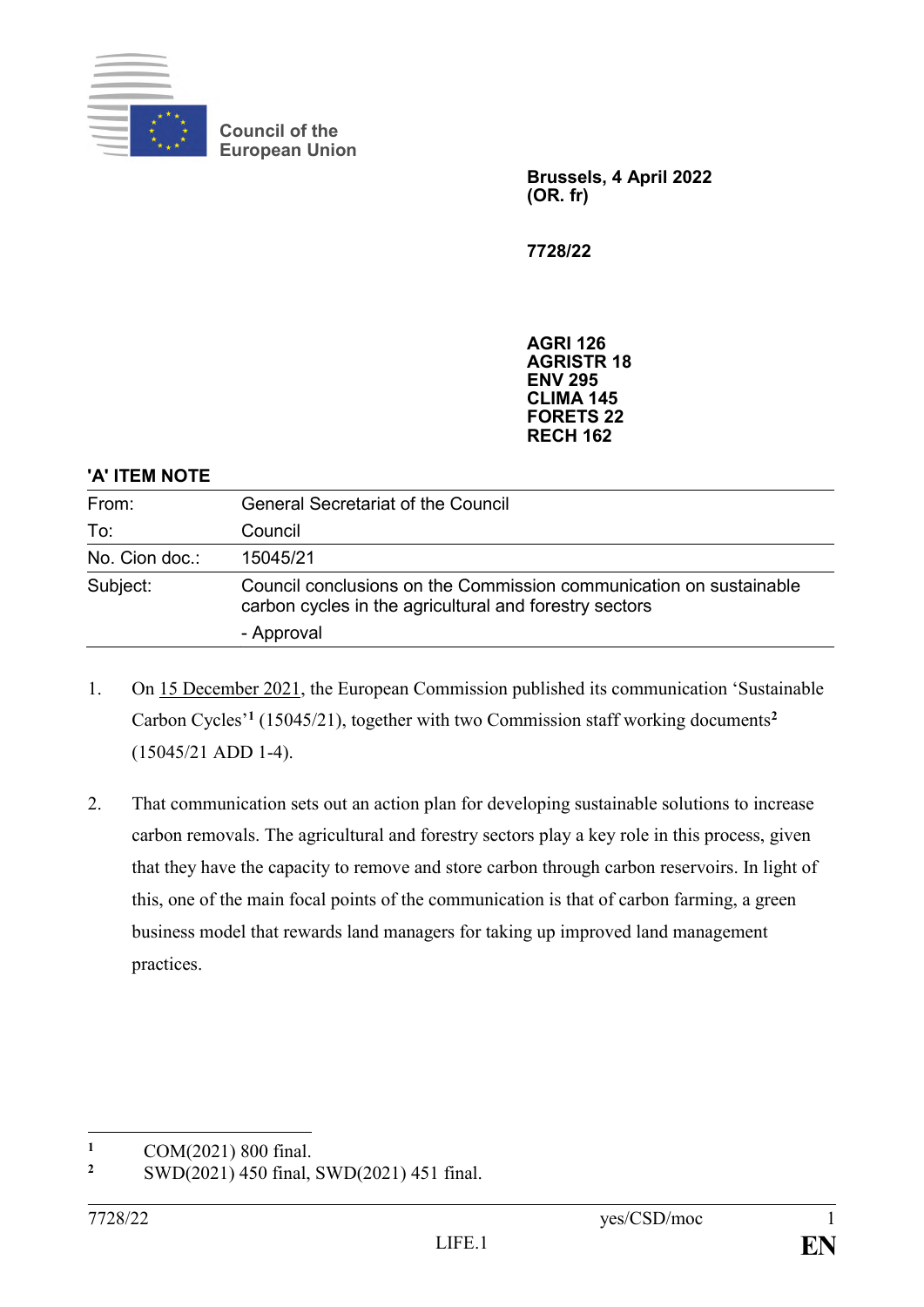Council of the European Union

**Brussels, 4 April 2022**
**(OR. fr)**

**7728/22**

**AGRI 126**
**AGRISTR 18**
**ENV 295**
**CLIMA 145**
**FORETS 22**
**RECH 162**

**'A' ITEM NOTE**

| | |
|---|---|
| From: | General Secretariat of the Council |
| To: | Council |
| No. Cion doc.: | 15045/21 |
| Subject: | Council conclusions on the Commission communication on sustainable carbon cycles in the agricultural and forestry sectors<br>- Approval |

1. On 15 December 2021, the European Commission published its communication 'Sustainable Carbon Cycles'[1] (15045/21), together with two Commission staff working documents[2] (15045/21 ADD 1-4).

2. That communication sets out an action plan for developing sustainable solutions to increase carbon removals. The agricultural and forestry sectors play a key role in this process, given that they have the capacity to remove and store carbon through carbon reservoirs. In light of this, one of the main focal points of the communication is that of carbon farming, a green business model that rewards land managers for taking up improved land management practices.

---

[1] COM(2021) 800 final.
[2] SWD(2021) 450 final, SWD(2021) 451 final.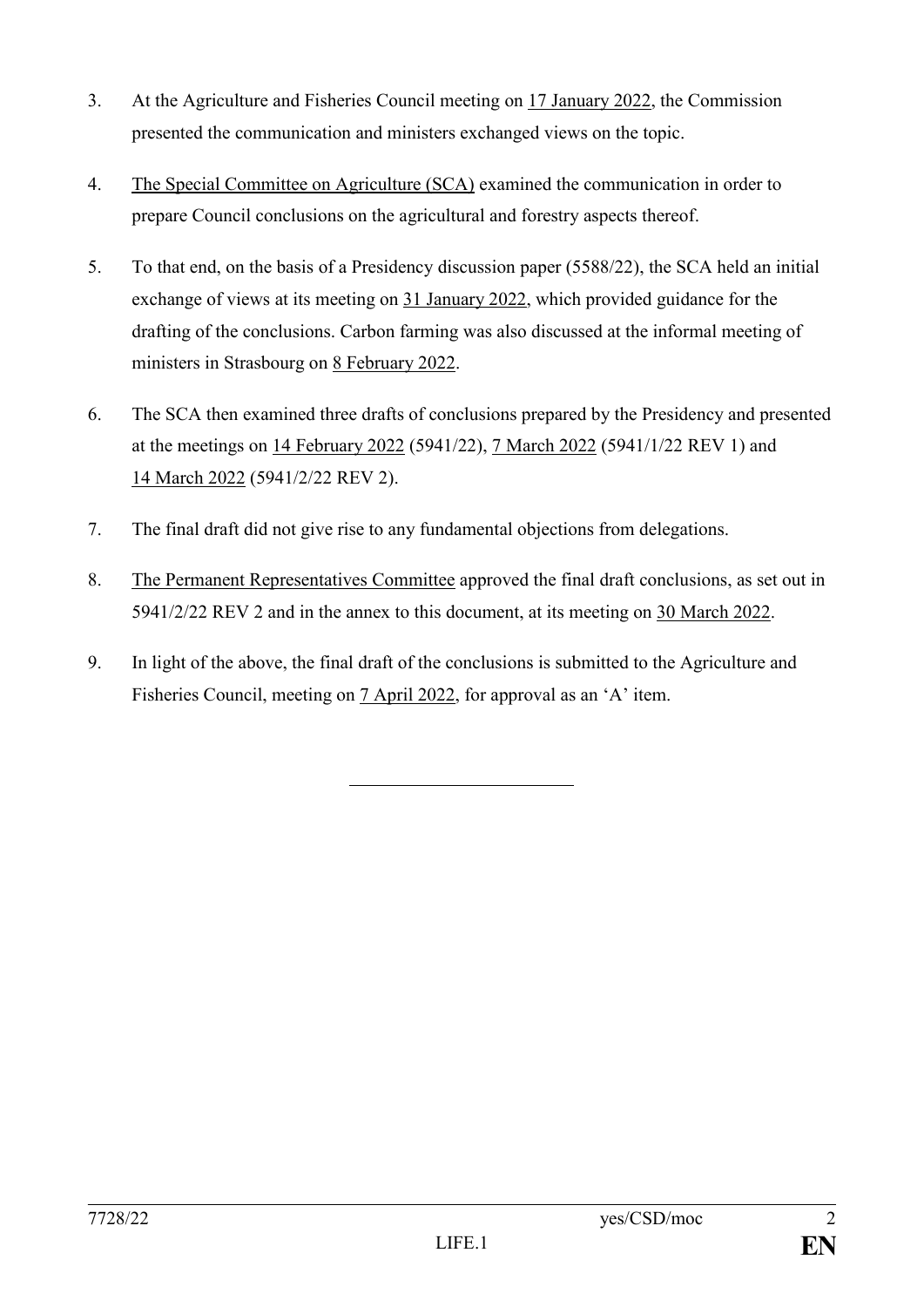3. At the Agriculture and Fisheries Council meeting on 17 January 2022, the Commission presented the communication and ministers exchanged views on the topic.

4. The Special Committee on Agriculture (SCA) examined the communication in order to prepare Council conclusions on the agricultural and forestry aspects thereof.

5. To that end, on the basis of a Presidency discussion paper (5588/22), the SCA held an initial exchange of views at its meeting on 31 January 2022, which provided guidance for the drafting of the conclusions. Carbon farming was also discussed at the informal meeting of ministers in Strasbourg on 8 February 2022.

6. The SCA then examined three drafts of conclusions prepared by the Presidency and presented at the meetings on 14 February 2022 (5941/22), 7 March 2022 (5941/1/22 REV 1) and 14 March 2022 (5941/2/22 REV 2).

7. The final draft did not give rise to any fundamental objections from delegations.

8. The Permanent Representatives Committee approved the final draft conclusions, as set out in 5941/2/22 REV 2 and in the annex to this document, at its meeting on 30 March 2022.

9. In light of the above, the final draft of the conclusions is submitted to the Agriculture and Fisheries Council, meeting on 7 April 2022, for approval as an 'A' item.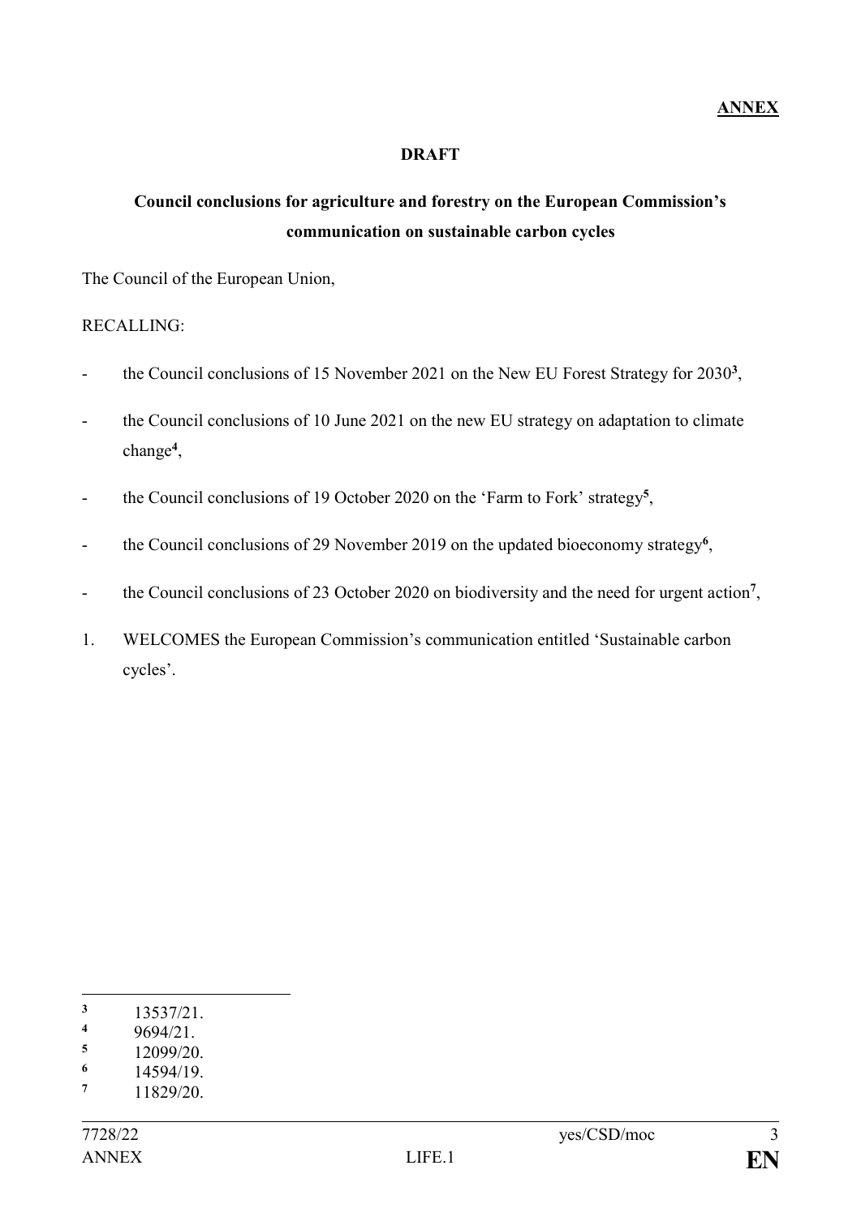**ANNEX**

**DRAFT**

**Council conclusions for agriculture and forestry on the European Commission's communication on sustainable carbon cycles**

The Council of the European Union,

RECALLING:

- the Council conclusions of 15 November 2021 on the New EU Forest Strategy for 2030[3],
- the Council conclusions of 10 June 2021 on the new EU strategy on adaptation to climate change[4],
- the Council conclusions of 19 October 2020 on the 'Farm to Fork' strategy[5],
- the Council conclusions of 29 November 2019 on the updated bioeconomy strategy[6],
- the Council conclusions of 23 October 2020 on biodiversity and the need for urgent action[7],

1. WELCOMES the European Commission's communication entitled 'Sustainable carbon cycles'.

---

[3] 13537/21.
[4] 9694/21.
[5] 12099/20.
[6] 14594/19.
[7] 11829/20.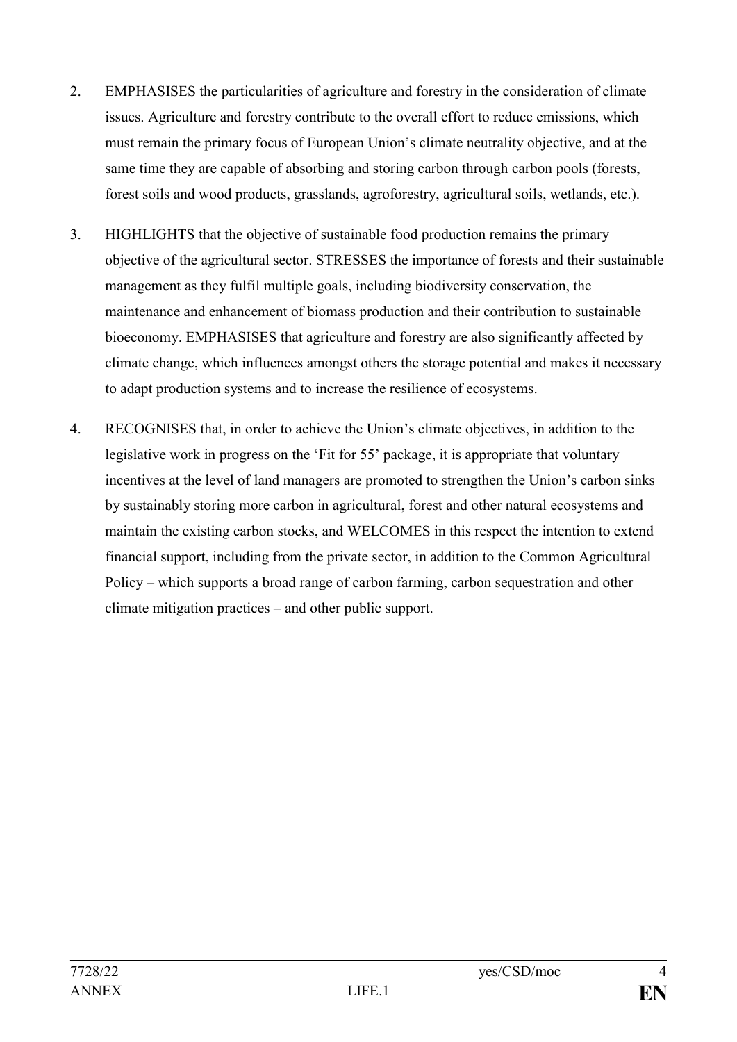2. EMPHASISES the particularities of agriculture and forestry in the consideration of climate issues. Agriculture and forestry contribute to the overall effort to reduce emissions, which must remain the primary focus of European Union's climate neutrality objective, and at the same time they are capable of absorbing and storing carbon through carbon pools (forests, forest soils and wood products, grasslands, agroforestry, agricultural soils, wetlands, etc.).

3. HIGHLIGHTS that the objective of sustainable food production remains the primary objective of the agricultural sector. STRESSES the importance of forests and their sustainable management as they fulfil multiple goals, including biodiversity conservation, the maintenance and enhancement of biomass production and their contribution to sustainable bioeconomy. EMPHASISES that agriculture and forestry are also significantly affected by climate change, which influences amongst others the storage potential and makes it necessary to adapt production systems and to increase the resilience of ecosystems.

4. RECOGNISES that, in order to achieve the Union's climate objectives, in addition to the legislative work in progress on the 'Fit for 55' package, it is appropriate that voluntary incentives at the level of land managers are promoted to strengthen the Union's carbon sinks by sustainably storing more carbon in agricultural, forest and other natural ecosystems and maintain the existing carbon stocks, and WELCOMES in this respect the intention to extend financial support, including from the private sector, in addition to the Common Agricultural Policy – which supports a broad range of carbon farming, carbon sequestration and other climate mitigation practices – and other public support.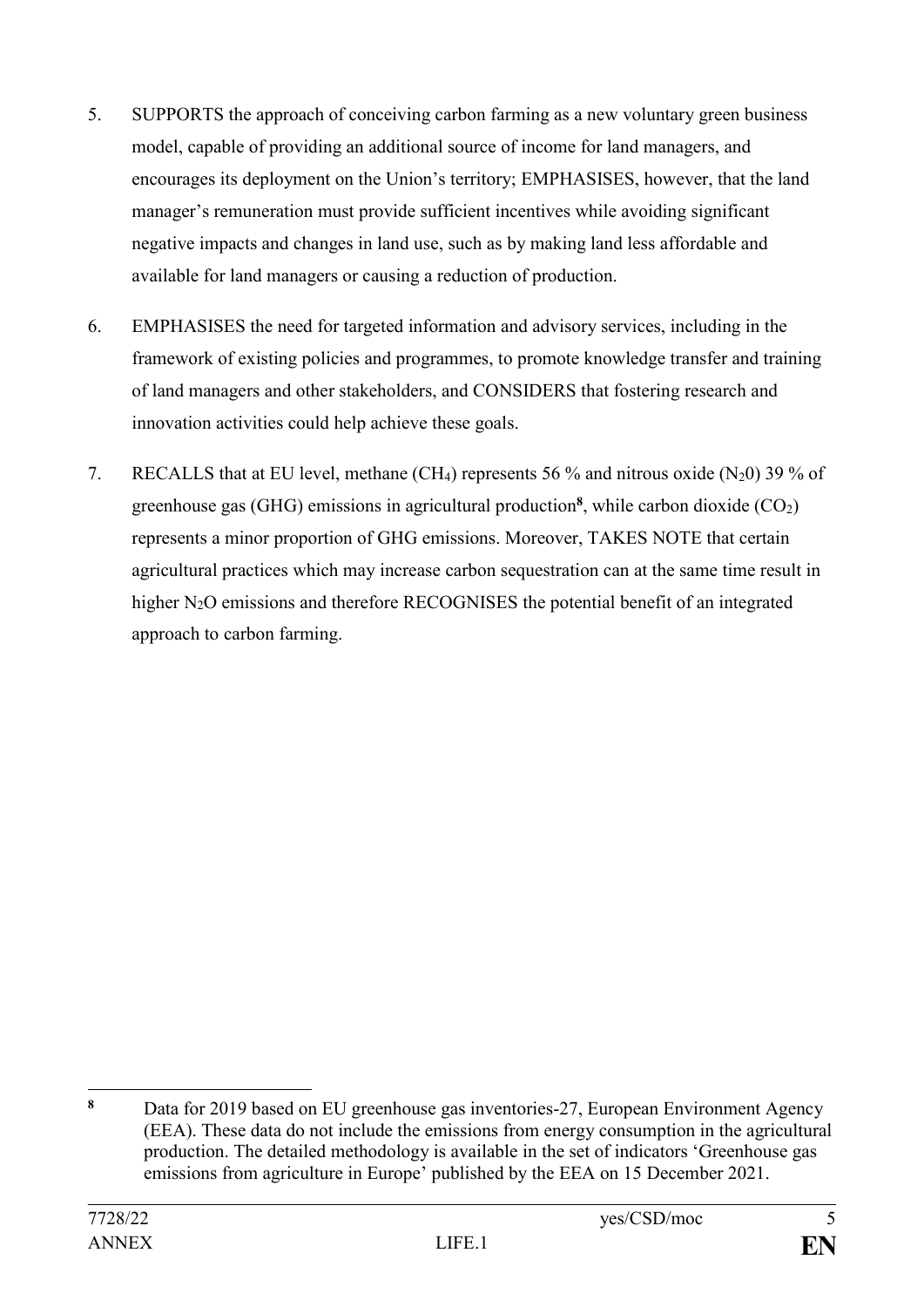5. SUPPORTS the approach of conceiving carbon farming as a new voluntary green business model, capable of providing an additional source of income for land managers, and encourages its deployment on the Union's territory; EMPHASISES, however, that the land manager's remuneration must provide sufficient incentives while avoiding significant negative impacts and changes in land use, such as by making land less affordable and available for land managers or causing a reduction of production.

6. EMPHASISES the need for targeted information and advisory services, including in the framework of existing policies and programmes, to promote knowledge transfer and training of land managers and other stakeholders, and CONSIDERS that fostering research and innovation activities could help achieve these goals.

7. RECALLS that at EU level, methane ($CH_4$) represents 56 % and nitrous oxide ($N_20$) 39 % of greenhouse gas (GHG) emissions in agricultural production[8], while carbon dioxide ($CO_2$) represents a minor proportion of GHG emissions. Moreover, TAKES NOTE that certain agricultural practices which may increase carbon sequestration can at the same time result in higher $N_2O$ emissions and therefore RECOGNISES the potential benefit of an integrated approach to carbon farming.

---

[8] Data for 2019 based on EU greenhouse gas inventories-27, European Environment Agency (EEA). These data do not include the emissions from energy consumption in the agricultural production. The detailed methodology is available in the set of indicators 'Greenhouse gas emissions from agriculture in Europe' published by the EEA on 15 December 2021.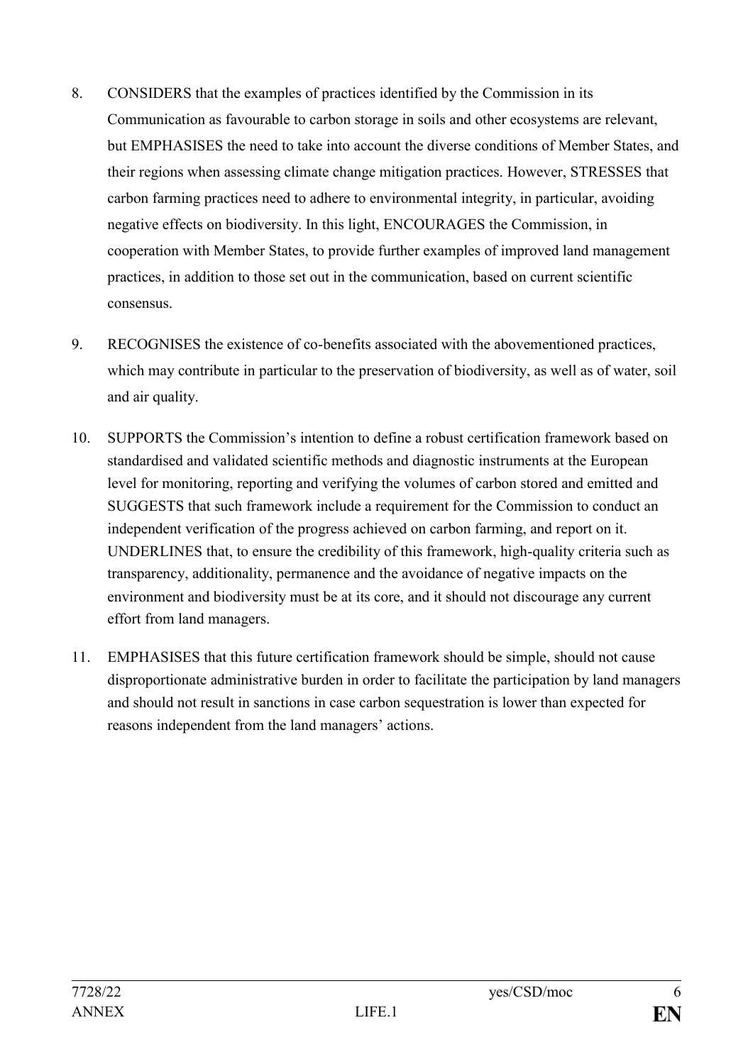8. CONSIDERS that the examples of practices identified by the Commission in its Communication as favourable to carbon storage in soils and other ecosystems are relevant, but EMPHASISES the need to take into account the diverse conditions of Member States, and their regions when assessing climate change mitigation practices. However, STRESSES that carbon farming practices need to adhere to environmental integrity, in particular, avoiding negative effects on biodiversity. In this light, ENCOURAGES the Commission, in cooperation with Member States, to provide further examples of improved land management practices, in addition to those set out in the communication, based on current scientific consensus.

9. RECOGNISES the existence of co-benefits associated with the abovementioned practices, which may contribute in particular to the preservation of biodiversity, as well as of water, soil and air quality.

10. SUPPORTS the Commission's intention to define a robust certification framework based on standardised and validated scientific methods and diagnostic instruments at the European level for monitoring, reporting and verifying the volumes of carbon stored and emitted and SUGGESTS that such framework include a requirement for the Commission to conduct an independent verification of the progress achieved on carbon farming, and report on it. UNDERLINES that, to ensure the credibility of this framework, high-quality criteria such as transparency, additionality, permanence and the avoidance of negative impacts on the environment and biodiversity must be at its core, and it should not discourage any current effort from land managers.

11. EMPHASISES that this future certification framework should be simple, should not cause disproportionate administrative burden in order to facilitate the participation by land managers and should not result in sanctions in case carbon sequestration is lower than expected for reasons independent from the land managers' actions.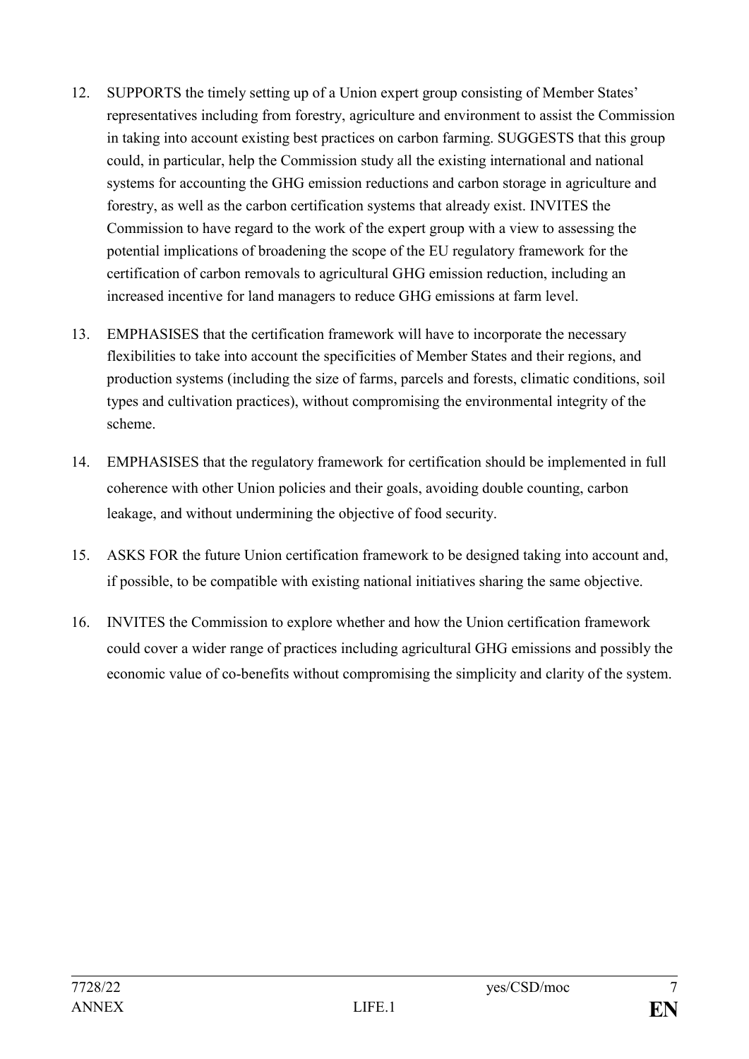12. SUPPORTS the timely setting up of a Union expert group consisting of Member States' representatives including from forestry, agriculture and environment to assist the Commission in taking into account existing best practices on carbon farming. SUGGESTS that this group could, in particular, help the Commission study all the existing international and national systems for accounting the GHG emission reductions and carbon storage in agriculture and forestry, as well as the carbon certification systems that already exist. INVITES the Commission to have regard to the work of the expert group with a view to assessing the potential implications of broadening the scope of the EU regulatory framework for the certification of carbon removals to agricultural GHG emission reduction, including an increased incentive for land managers to reduce GHG emissions at farm level.

13. EMPHASISES that the certification framework will have to incorporate the necessary flexibilities to take into account the specificities of Member States and their regions, and production systems (including the size of farms, parcels and forests, climatic conditions, soil types and cultivation practices), without compromising the environmental integrity of the scheme.

14. EMPHASISES that the regulatory framework for certification should be implemented in full coherence with other Union policies and their goals, avoiding double counting, carbon leakage, and without undermining the objective of food security.

15. ASKS FOR the future Union certification framework to be designed taking into account and, if possible, to be compatible with existing national initiatives sharing the same objective.

16. INVITES the Commission to explore whether and how the Union certification framework could cover a wider range of practices including agricultural GHG emissions and possibly the economic value of co-benefits without compromising the simplicity and clarity of the system.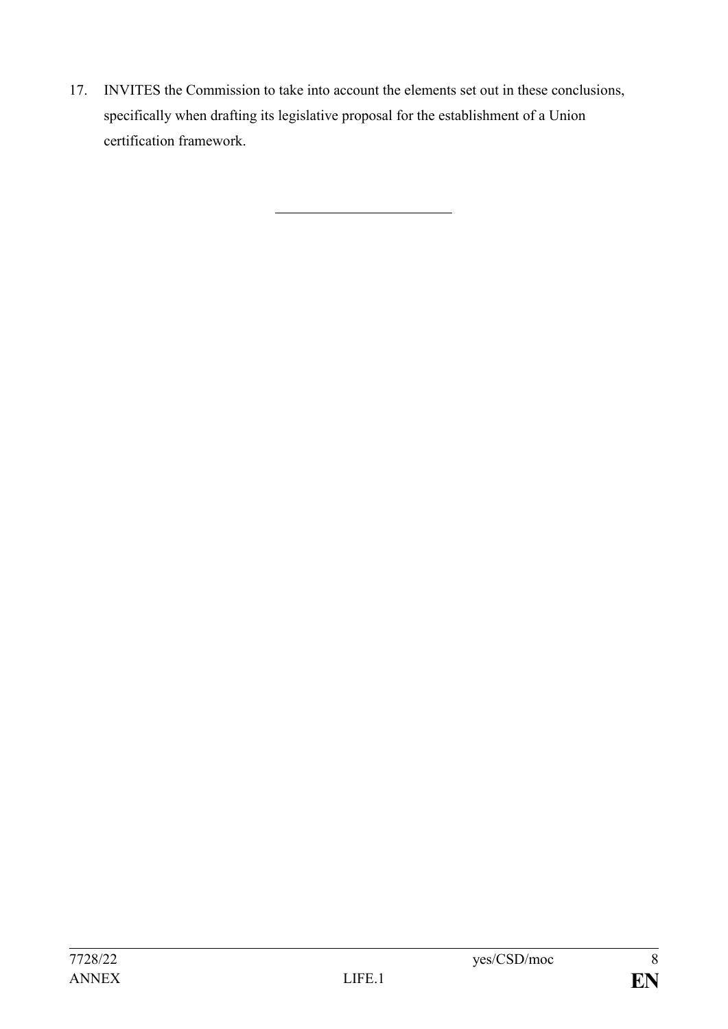17. INVITES the Commission to take into account the elements set out in these conclusions, specifically when drafting its legislative proposal for the establishment of a Union certification framework.